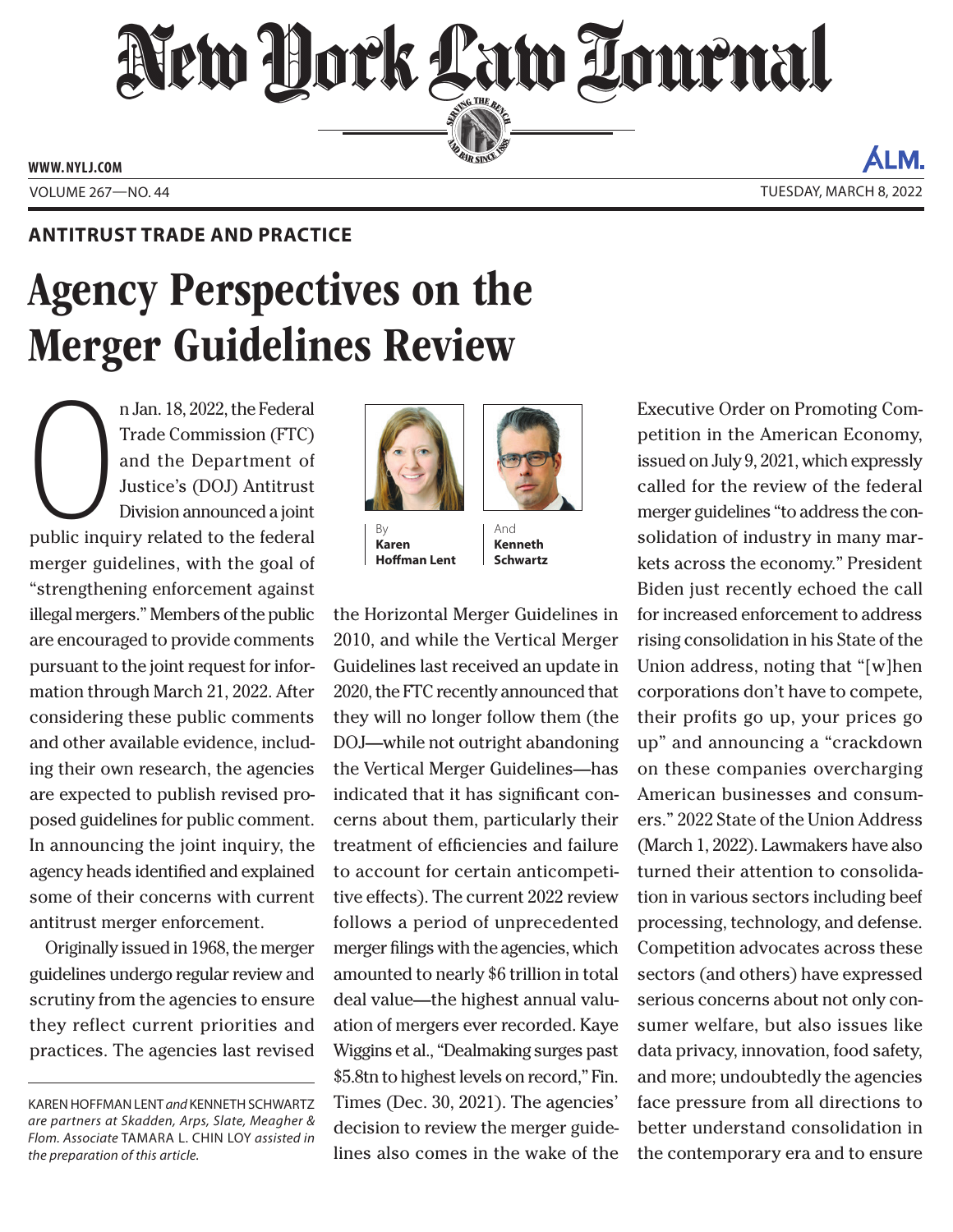ANTITRUST TRADE AND PRACTICE

# Agency Perspectives on the Merger Guidelines Review

By **Karen Hoffman Lent** And **Kenneth Schwartz**

On Jan. 18, 2022, the Federal Trade Commission (FTC) and the Department of Justice's (DOJ) Antitrust Division announced a joint public inquiry related to the federal merger guidelines, with the goal of "strengthening enforcement against illegal mergers." Members of the public are encouraged to provide comments pursuant to the joint request for information through March 21, 2022. After considering these public comments and other available evidence, including their own research, the agencies are expected to publish revised proposed guidelines for public comment. In announcing the joint inquiry, the agency heads identified and explained some of their concerns with current antitrust merger enforcement.

Originally issued in 1968, the merger guidelines undergo regular review and scrutiny from the agencies to ensure they reflect current priorities and practices. The agencies last revised the Horizontal Merger Guidelines in 2010, and while the Vertical Merger Guidelines last received an update in 2020, the FTC recently announced that they will no longer follow them (the DOJ—while not outright abandoning the Vertical Merger Guidelines—has indicated that it has significant concerns about them, particularly their treatment of efficiencies and failure to account for certain anticompetitive effects). The current 2022 review follows a period of unprecedented merger filings with the agencies, which amounted to nearly $6 trillion in total deal value—the highest annual valuation of mergers ever recorded. Kaye Wiggins et al., "Dealmaking surges past $5.8tn to highest levels on record," Fin. Times (Dec. 30, 2021). The agencies' decision to review the merger guidelines also comes in the wake of the Executive Order on Promoting Competition in the American Economy, issued on July 9, 2021, which expressly called for the review of the federal merger guidelines "to address the consolidation of industry in many markets across the economy." President Biden just recently echoed the call for increased enforcement to address rising consolidation in his State of the Union address, noting that "[w]hen corporations don't have to compete, their profits go up, your prices go up" and announcing a "crackdown on these companies overcharging American businesses and consumers." 2022 State of the Union Address (March 1, 2022). Lawmakers have also turned their attention to consolidation in various sectors including beef processing, technology, and defense. Competition advocates across these sectors (and others) have expressed serious concerns about not only consumer welfare, but also issues like data privacy, innovation, food safety, and more; undoubtedly the agencies face pressure from all directions to better understand consolidation in the contemporary era and to ensure

---

KAREN HOFFMAN LENT *and* KENNETH SCHWARTZ *are partners at Skadden, Arps, Slate, Meagher & Flom. Associate* TAMARA L. CHIN LOY *assisted in the preparation of this article.*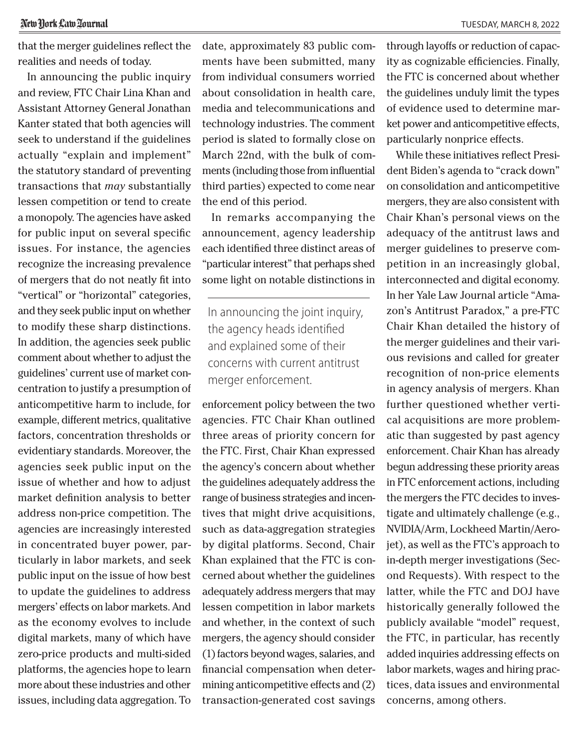that the merger guidelines reflect the realities and needs of today.

In announcing the public inquiry and review, FTC Chair Lina Khan and Assistant Attorney General Jonathan Kanter stated that both agencies will seek to understand if the guidelines actually "explain and implement" the statutory standard of preventing transactions that *may* substantially lessen competition or tend to create a monopoly. The agencies have asked for public input on several specific issues. For instance, the agencies recognize the increasing prevalence of mergers that do not neatly fit into "vertical" or "horizontal" categories, and they seek public input on whether to modify these sharp distinctions. In addition, the agencies seek public comment about whether to adjust the guidelines' current use of market concentration to justify a presumption of anticompetitive harm to include, for example, different metrics, qualitative factors, concentration thresholds or evidentiary standards. Moreover, the agencies seek public input on the issue of whether and how to adjust market definition analysis to better address non-price competition. The agencies are increasingly interested in concentrated buyer power, particularly in labor markets, and seek public input on the issue of how best to update the guidelines to address mergers' effects on labor markets. And as the economy evolves to include digital markets, many of which have zero-price products and multi-sided platforms, the agencies hope to learn more about these industries and other issues, including data aggregation. To date, approximately 83 public comments have been submitted, many from individual consumers worried about consolidation in health care, media and telecommunications and technology industries. The comment period is slated to formally close on March 22nd, with the bulk of comments (including those from influential third parties) expected to come near the end of this period.

In remarks accompanying the announcement, agency leadership each identified three distinct areas of "particular interest" that perhaps shed some light on notable distinctions in enforcement policy between the two agencies. FTC Chair Khan outlined three areas of priority concern for the FTC. First, Chair Khan expressed the agency's concern about whether the guidelines adequately address the range of business strategies and incentives that might drive acquisitions, such as data-aggregation strategies by digital platforms. Second, Chair Khan explained that the FTC is concerned about whether the guidelines adequately address mergers that may lessen competition in labor markets and whether, in the context of such mergers, the agency should consider (1) factors beyond wages, salaries, and financial compensation when determining anticompetitive effects and (2) transaction-generated cost savings through layoffs or reduction of capacity as cognizable efficiencies. Finally, the FTC is concerned about whether the guidelines unduly limit the types of evidence used to determine market power and anticompetitive effects, particularly nonprice effects.

> In announcing the joint inquiry, the agency heads identified and explained some of their concerns with current antitrust merger enforcement.

While these initiatives reflect President Biden's agenda to "crack down" on consolidation and anticompetitive mergers, they are also consistent with Chair Khan's personal views on the adequacy of the antitrust laws and merger guidelines to preserve competition in an increasingly global, interconnected and digital economy. In her Yale Law Journal article "Amazon's Antitrust Paradox," a pre-FTC Chair Khan detailed the history of the merger guidelines and their various revisions and called for greater recognition of non-price elements in agency analysis of mergers. Khan further questioned whether vertical acquisitions are more problematic than suggested by past agency enforcement. Chair Khan has already begun addressing these priority areas in FTC enforcement actions, including the mergers the FTC decides to investigate and ultimately challenge (e.g., NVIDIA/Arm, Lockheed Martin/Aerojet), as well as the FTC's approach to in-depth merger investigations (Second Requests). With respect to the latter, while the FTC and DOJ have historically generally followed the publicly available "model" request, the FTC, in particular, has recently added inquiries addressing effects on labor markets, wages and hiring practices, data issues and environmental concerns, among others.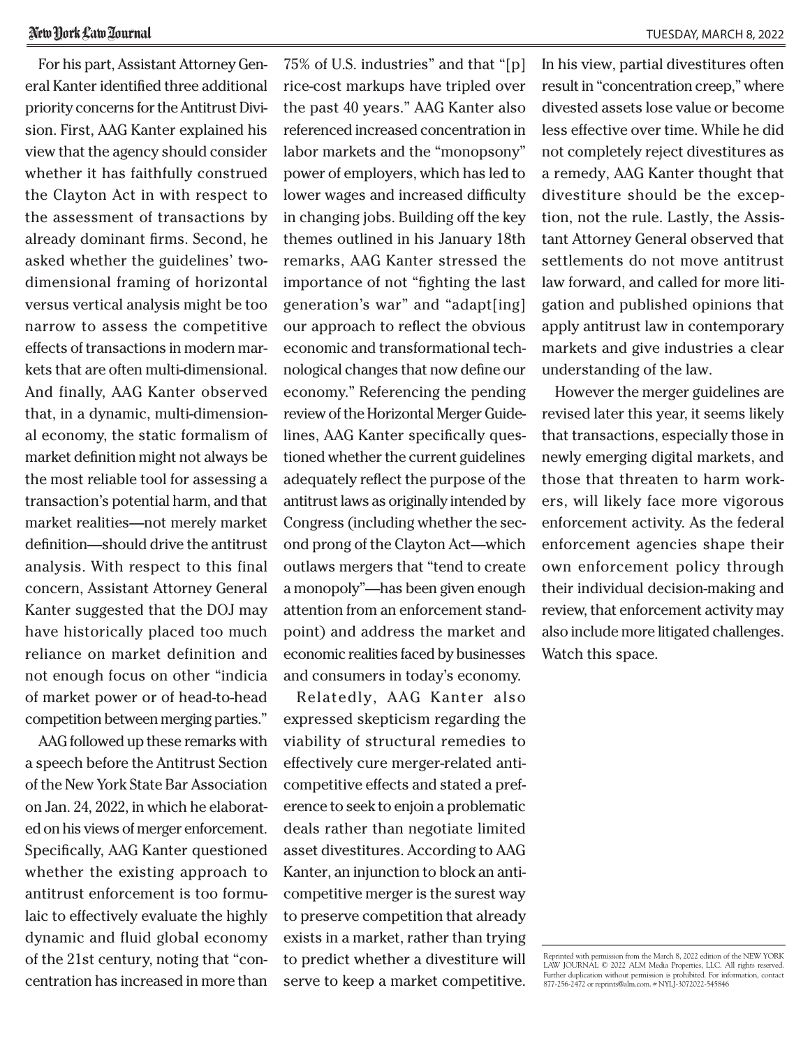For his part, Assistant Attorney General Kanter identified three additional priority concerns for the Antitrust Division. First, AAG Kanter explained his view that the agency should consider whether it has faithfully construed the Clayton Act in with respect to the assessment of transactions by already dominant firms. Second, he asked whether the guidelines' two-dimensional framing of horizontal versus vertical analysis might be too narrow to assess the competitive effects of transactions in modern markets that are often multi-dimensional. And finally, AAG Kanter observed that, in a dynamic, multi-dimensional economy, the static formalism of market definition might not always be the most reliable tool for assessing a transaction's potential harm, and that market realities—not merely market definition—should drive the antitrust analysis. With respect to this final concern, Assistant Attorney General Kanter suggested that the DOJ may have historically placed too much reliance on market definition and not enough focus on other "indicia of market power or of head-to-head competition between merging parties."

AAG followed up these remarks with a speech before the Antitrust Section of the New York State Bar Association on Jan. 24, 2022, in which he elaborated on his views of merger enforcement. Specifically, AAG Kanter questioned whether the existing approach to antitrust enforcement is too formulaic to effectively evaluate the highly dynamic and fluid global economy of the 21st century, noting that "concentration has increased in more than 75% of U.S. industries" and that "[p]rice-cost markups have tripled over the past 40 years." AAG Kanter also referenced increased concentration in labor markets and the "monopsony" power of employers, which has led to lower wages and increased difficulty in changing jobs. Building off the key themes outlined in his January 18th remarks, AAG Kanter stressed the importance of not "fighting the last generation's war" and "adapt[ing] our approach to reflect the obvious economic and transformational technological changes that now define our economy." Referencing the pending review of the Horizontal Merger Guidelines, AAG Kanter specifically questioned whether the current guidelines adequately reflect the purpose of the antitrust laws as originally intended by Congress (including whether the second prong of the Clayton Act—which outlaws mergers that "tend to create a monopoly"—has been given enough attention from an enforcement standpoint) and address the market and economic realities faced by businesses and consumers in today's economy.

Relatedly, AAG Kanter also expressed skepticism regarding the viability of structural remedies to effectively cure merger-related anticompetitive effects and stated a preference to seek to enjoin a problematic deals rather than negotiate limited asset divestitures. According to AAG Kanter, an injunction to block an anticompetitive merger is the surest way to preserve competition that already exists in a market, rather than trying to predict whether a divestiture will serve to keep a market competitive. In his view, partial divestitures often result in "concentration creep," where divested assets lose value or become less effective over time. While he did not completely reject divestitures as a remedy, AAG Kanter thought that divestiture should be the exception, not the rule. Lastly, the Assistant Attorney General observed that settlements do not move antitrust law forward, and called for more litigation and published opinions that apply antitrust law in contemporary markets and give industries a clear understanding of the law.

However the merger guidelines are revised later this year, it seems likely that transactions, especially those in newly emerging digital markets, and those that threaten to harm workers, will likely face more vigorous enforcement activity. As the federal enforcement agencies shape their own enforcement policy through their individual decision-making and review, that enforcement activity may also include more litigated challenges. Watch this space.

Reprinted with permission from the March 8, 2022 edition of the NEW YORK LAW JOURNAL © 2022 ALM Media Properties, LLC. All rights reserved. Further duplication without permission is prohibited. For information, contact 877-256-2472 or reprints@alm.com. # NYLJ-3072022-545846